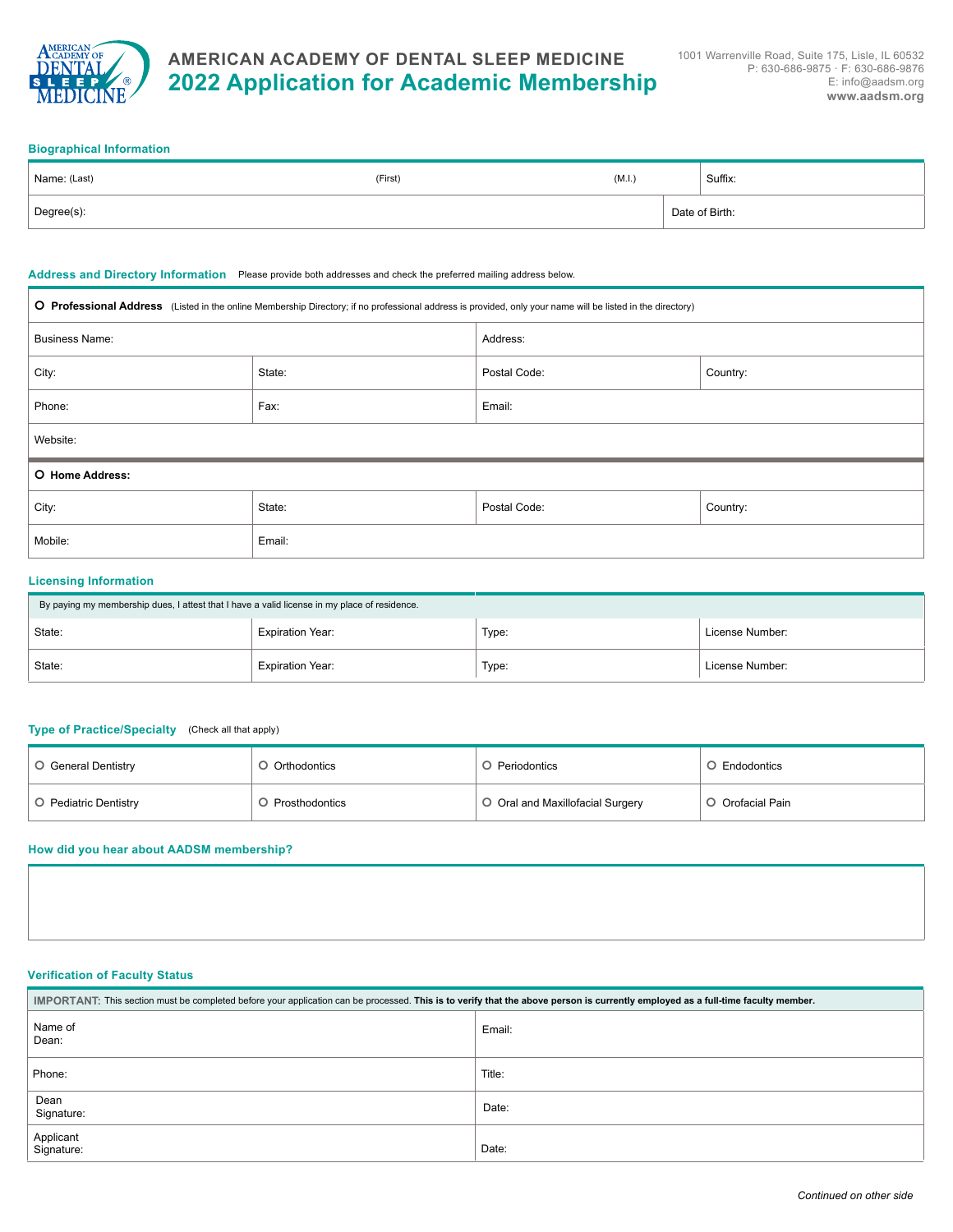# AMERICAN ACADEMY OF DENTAL SLEEP MEDICINE
## 2022 Application for Academic Membership

1001 Warrenville Road, Suite 175, Lisle, IL 60532
P: 630-686-9875 · F: 630-686-9876
E: info@aadsm.org
**www.aadsm.org**

### Biographical Information

| Name: (Last) | (First) | (M.I.) | Suffix: |
|---|---|---|---|
| Degree(s): | | | Date of Birth: |

### Address and Directory Information

Please provide both addresses and check the preferred mailing address below.

| **O Professional Address** (Listed in the online Membership Directory; if no professional address is provided, only your name will be listed in the directory) | | | |
|---|---|---|---|
| Business Name: | | Address: | |
| City: | State: | Postal Code: | Country: |
| Phone: | Fax: | Email: | |
| Website: | | | |
| **O Home Address:** | | | |
| City: | State: | Postal Code: | Country: |
| Mobile: | Email: | | |

### Licensing Information

By paying my membership dues, I attest that I have a valid license in my place of residence.

| State: | Expiration Year: | Type: | License Number: |
|---|---|---|---|
| State: | Expiration Year: | Type: | License Number: |

### Type of Practice/Specialty

(Check all that apply)

| O General Dentistry | O Orthodontics | O Periodontics | O Endodontics |
|---|---|---|---|
| O Pediatric Dentistry | O Prosthodontics | O Oral and Maxillofacial Surgery | O Orofacial Pain |

### How did you hear about AADSM membership?

### Verification of Faculty Status

**IMPORTANT:** This section must be completed before your application can be processed. **This is to verify that the above person is currently employed as a full-time faculty member.**

| Name of Dean: | Email: |
|---|---|
| Phone: | Title: |
| Dean Signature: | Date: |
| Applicant Signature: | Date: |

*Continued on other side*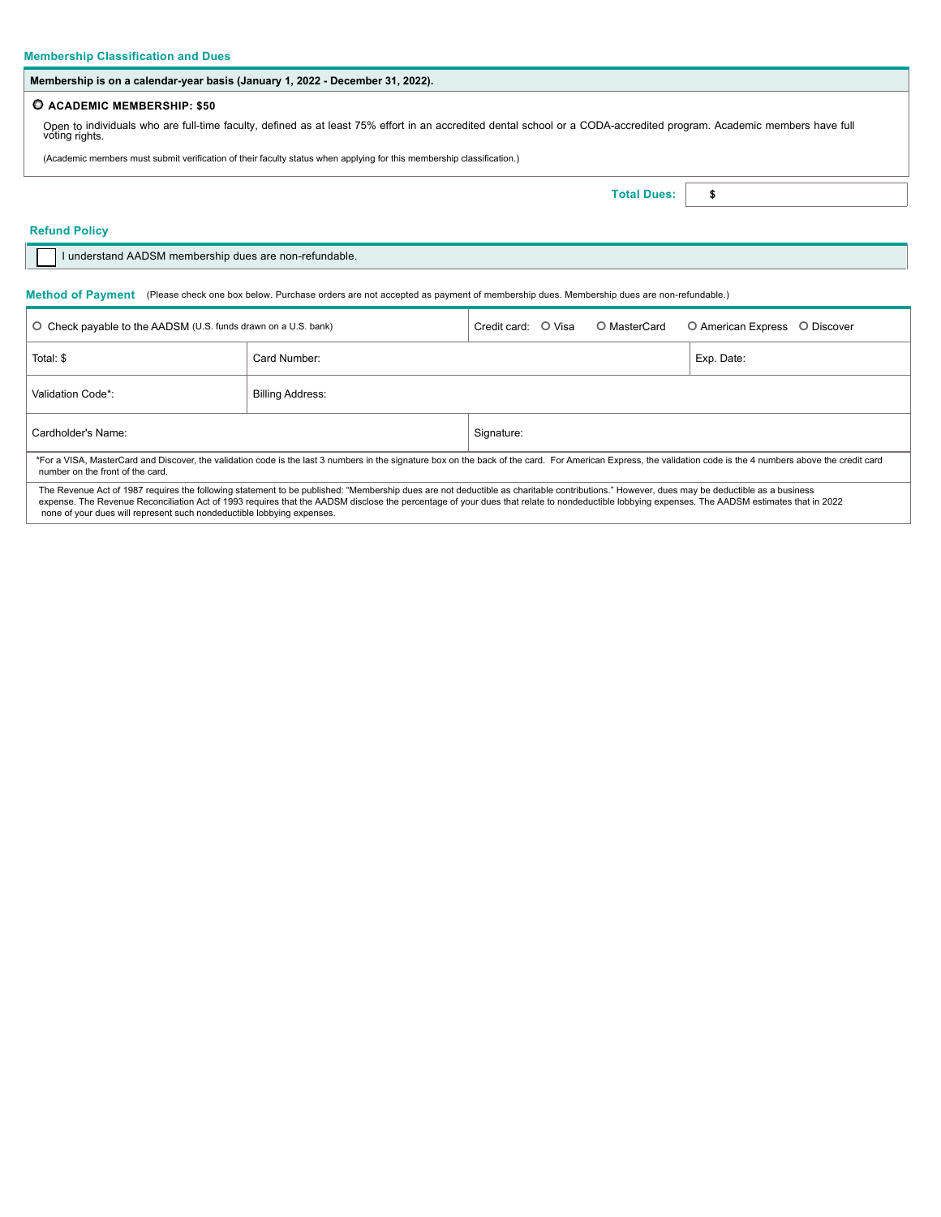## Membership Classification and Dues

**Membership is on a calendar-year basis (January 1, 2022 - December 31, 2022).**

◎ **ACADEMIC MEMBERSHIP: $50**

Open to individuals who are full-time faculty, defined as at least 75% effort in an accredited dental school or a CODA-accredited program. Academic members have full voting rights.

(Academic members must submit verification of their faculty status when applying for this membership classification.)

**Total Dues:** $

## Refund Policy

☐ I understand AADSM membership dues are non-refundable.

## Method of Payment

(Please check one box below. Purchase orders are not accepted as payment of membership dues. Membership dues are non-refundable.)

| | | |
|---|---|---|
| ○ Check payable to the AADSM (U.S. funds drawn on a U.S. bank) | Credit card: ○ Visa ○ MasterCard ○ American Express ○ Discover | |
| Total: $ | Card Number: | Exp. Date: |
| Validation Code*: | Billing Address: | |
| Cardholder's Name: | Signature: | |

*For a VISA, MasterCard and Discover, the validation code is the last 3 numbers in the signature box on the back of the card. For American Express, the validation code is the 4 numbers above the credit card number on the front of the card.

The Revenue Act of 1987 requires the following statement to be published: "Membership dues are not deductible as charitable contributions." However, dues may be deductible as a business expense. The Revenue Reconciliation Act of 1993 requires that the AADSM disclose the percentage of your dues that relate to nondeductible lobbying expenses. The AADSM estimates that in 2022 none of your dues will represent such nondeductible lobbying expenses.